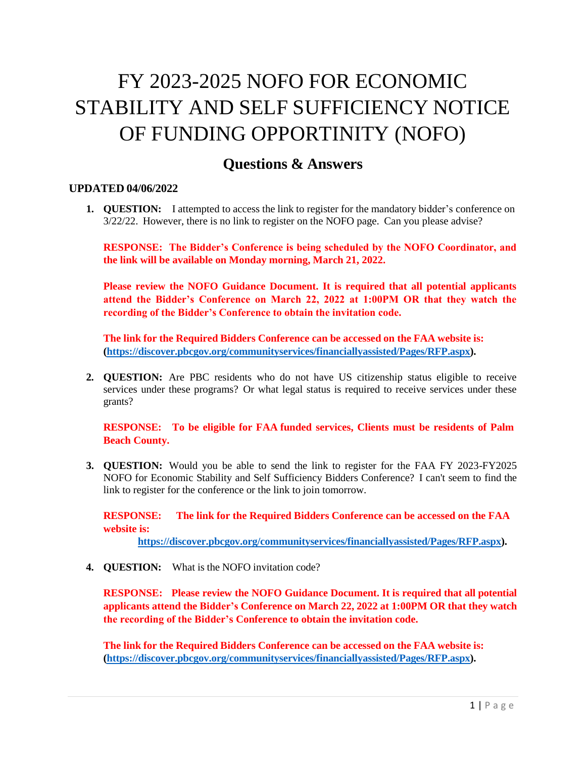# FY 2023-2025 NOFO FOR ECONOMIC STABILITY AND SELF SUFFICIENCY NOTICE OF FUNDING OPPORTINITY (NOFO)

## Questions & Answers

**UPDATED 04/06/2022**

1. **QUESTION:** I attempted to access the link to register for the mandatory bidder's conference on 3/22/22. However, there is no link to register on the NOFO page. Can you please advise?

   **RESPONSE: The Bidder's Conference is being scheduled by the NOFO Coordinator, and the link will be available on Monday morning, March 21, 2022.**

   **Please review the NOFO Guidance Document. It is required that all potential applicants attend the Bidder's Conference on March 22, 2022 at 1:00PM OR that they watch the recording of the Bidder's Conference to obtain the invitation code.**

   **The link for the Required Bidders Conference can be accessed on the FAA website is: (https://discover.pbcgov.org/communityservices/financiallyassisted/Pages/RFP.aspx).**

2. **QUESTION:** Are PBC residents who do not have US citizenship status eligible to receive services under these programs? Or what legal status is required to receive services under these grants?

   **RESPONSE: To be eligible for FAA funded services, Clients must be residents of Palm Beach County.**

3. **QUESTION:** Would you be able to send the link to register for the FAA FY 2023-FY2025 NOFO for Economic Stability and Self Sufficiency Bidders Conference? I can't seem to find the link to register for the conference or the link to join tomorrow.

   **RESPONSE: The link for the Required Bidders Conference can be accessed on the FAA website is: https://discover.pbcgov.org/communityservices/financiallyassisted/Pages/RFP.aspx).**

4. **QUESTION:** What is the NOFO invitation code?

   **RESPONSE: Please review the NOFO Guidance Document. It is required that all potential applicants attend the Bidder's Conference on March 22, 2022 at 1:00PM OR that they watch the recording of the Bidder's Conference to obtain the invitation code.**

   **The link for the Required Bidders Conference can be accessed on the FAA website is: (https://discover.pbcgov.org/communityservices/financiallyassisted/Pages/RFP.aspx).**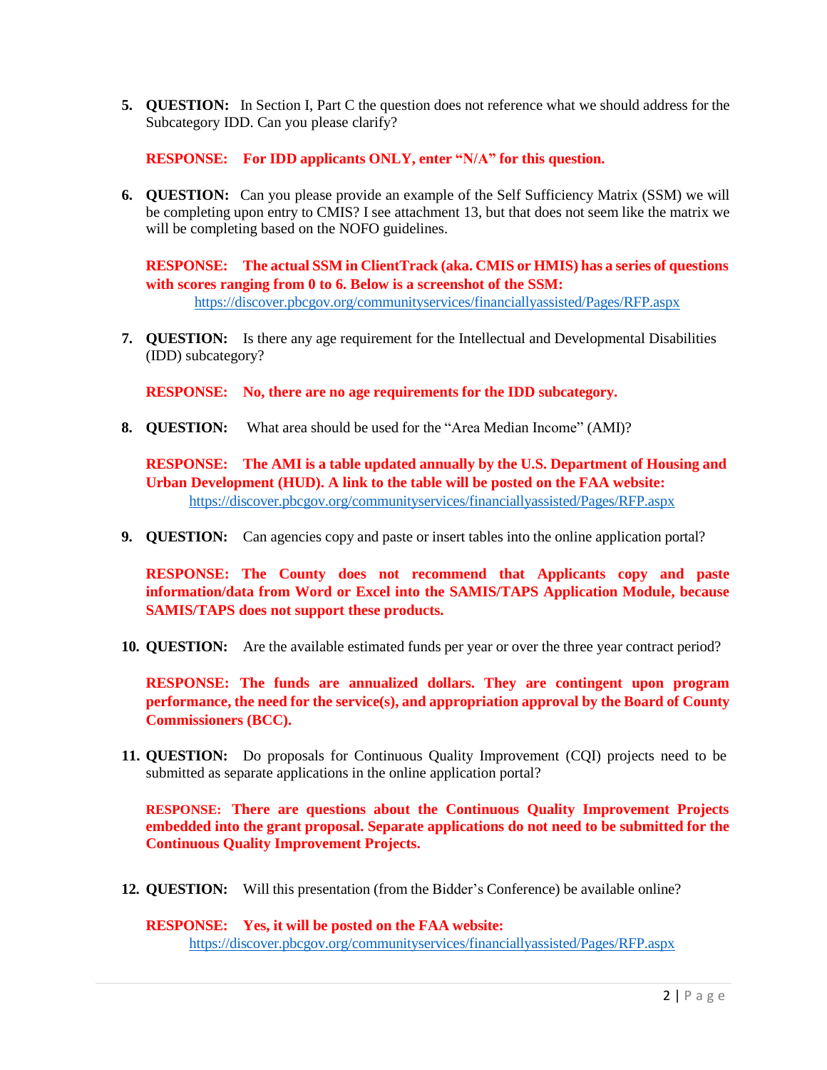5. **QUESTION:** In Section I, Part C the question does not reference what we should address for the Subcategory IDD. Can you please clarify?

   **RESPONSE: For IDD applicants ONLY, enter "N/A" for this question.**

6. **QUESTION:** Can you please provide an example of the Self Sufficiency Matrix (SSM) we will be completing upon entry to CMIS? I see attachment 13, but that does not seem like the matrix we will be completing based on the NOFO guidelines.

   **RESPONSE: The actual SSM in ClientTrack (aka. CMIS or HMIS) has a series of questions with scores ranging from 0 to 6. Below is a screenshot of the SSM:**
   https://discover.pbcgov.org/communityservices/financiallyassisted/Pages/RFP.aspx

7. **QUESTION:** Is there any age requirement for the Intellectual and Developmental Disabilities (IDD) subcategory?

   **RESPONSE: No, there are no age requirements for the IDD subcategory.**

8. **QUESTION:** What area should be used for the "Area Median Income" (AMI)?

   **RESPONSE: The AMI is a table updated annually by the U.S. Department of Housing and Urban Development (HUD). A link to the table will be posted on the FAA website:**
   https://discover.pbcgov.org/communityservices/financiallyassisted/Pages/RFP.aspx

9. **QUESTION:** Can agencies copy and paste or insert tables into the online application portal?

   **RESPONSE: The County does not recommend that Applicants copy and paste information/data from Word or Excel into the SAMIS/TAPS Application Module, because SAMIS/TAPS does not support these products.**

10. **QUESTION:** Are the available estimated funds per year or over the three year contract period?

    **RESPONSE: The funds are annualized dollars. They are contingent upon program performance, the need for the service(s), and appropriation approval by the Board of County Commissioners (BCC).**

11. **QUESTION:** Do proposals for Continuous Quality Improvement (CQI) projects need to be submitted as separate applications in the online application portal?

    **RESPONSE: There are questions about the Continuous Quality Improvement Projects embedded into the grant proposal. Separate applications do not need to be submitted for the Continuous Quality Improvement Projects.**

12. **QUESTION:** Will this presentation (from the Bidder's Conference) be available online?

    **RESPONSE: Yes, it will be posted on the FAA website:**
    https://discover.pbcgov.org/communityservices/financiallyassisted/Pages/RFP.aspx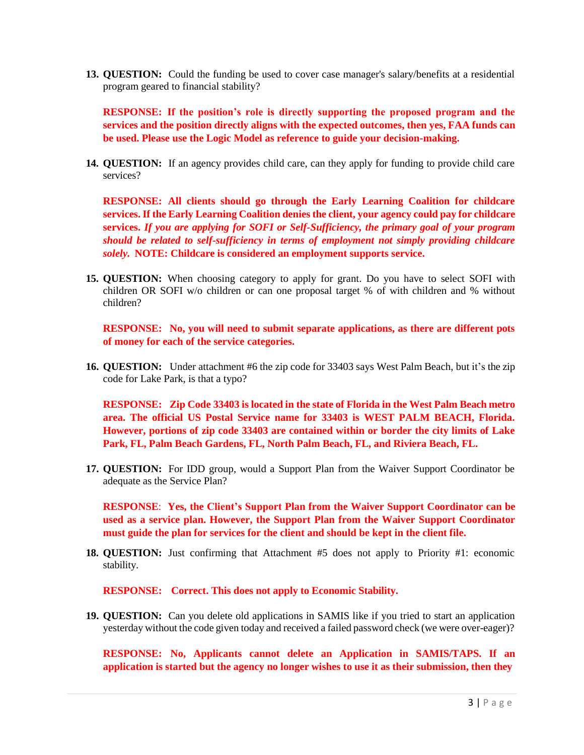13. **QUESTION:** Could the funding be used to cover case manager's salary/benefits at a residential program geared to financial stability?

    **RESPONSE: If the position's role is directly supporting the proposed program and the services and the position directly aligns with the expected outcomes, then yes, FAA funds can be used. Please use the Logic Model as reference to guide your decision-making.**

14. **QUESTION:** If an agency provides child care, can they apply for funding to provide child care services?

    **RESPONSE: All clients should go through the Early Learning Coalition for childcare services. If the Early Learning Coalition denies the client, your agency could pay for childcare services. *If you are applying for SOFI or Self-Sufficiency, the primary goal of your program should be related to self-sufficiency in terms of employment not simply providing childcare solely.* NOTE: Childcare is considered an employment supports service.**

15. **QUESTION:** When choosing category to apply for grant. Do you have to select SOFI with children OR SOFI w/o children or can one proposal target % of with children and % without children?

    **RESPONSE: No, you will need to submit separate applications, as there are different pots of money for each of the service categories.**

16. **QUESTION:** Under attachment #6 the zip code for 33403 says West Palm Beach, but it's the zip code for Lake Park, is that a typo?

    **RESPONSE: Zip Code 33403 is located in the state of Florida in the West Palm Beach metro area. The official US Postal Service name for 33403 is WEST PALM BEACH, Florida. However, portions of zip code 33403 are contained within or border the city limits of Lake Park, FL, Palm Beach Gardens, FL, North Palm Beach, FL, and Riviera Beach, FL.**

17. **QUESTION:** For IDD group, would a Support Plan from the Waiver Support Coordinator be adequate as the Service Plan?

    **RESPONSE: Yes, the Client's Support Plan from the Waiver Support Coordinator can be used as a service plan. However, the Support Plan from the Waiver Support Coordinator must guide the plan for services for the client and should be kept in the client file.**

18. **QUESTION:** Just confirming that Attachment #5 does not apply to Priority #1: economic stability.

    **RESPONSE: Correct. This does not apply to Economic Stability.**

19. **QUESTION:** Can you delete old applications in SAMIS like if you tried to start an application yesterday without the code given today and received a failed password check (we were over-eager)?

    **RESPONSE: No, Applicants cannot delete an Application in SAMIS/TAPS. If an application is started but the agency no longer wishes to use it as their submission, then they**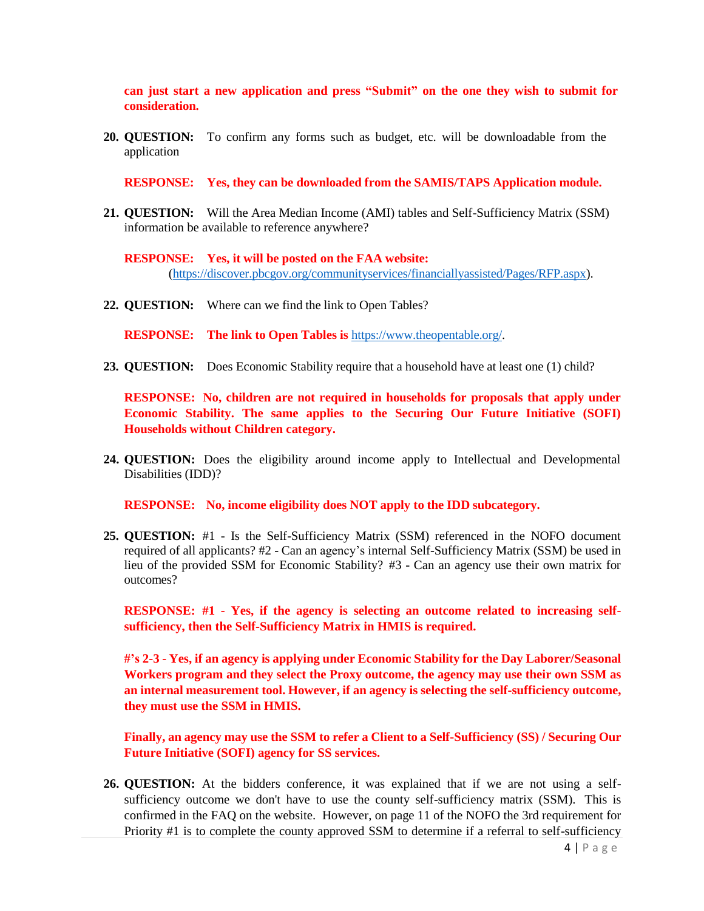**can just start a new application and press "Submit" on the one they wish to submit for consideration.**

20. **QUESTION:** To confirm any forms such as budget, etc. will be downloadable from the application

    **RESPONSE: Yes, they can be downloaded from the SAMIS/TAPS Application module.**

21. **QUESTION:** Will the Area Median Income (AMI) tables and Self-Sufficiency Matrix (SSM) information be available to reference anywhere?

    **RESPONSE: Yes, it will be posted on the FAA website:**
    (https://discover.pbcgov.org/communityservices/financiallyassisted/Pages/RFP.aspx).

22. **QUESTION:** Where can we find the link to Open Tables?

    **RESPONSE: The link to Open Tables is** https://www.theopentable.org/.

23. **QUESTION:** Does Economic Stability require that a household have at least one (1) child?

    **RESPONSE: No, children are not required in households for proposals that apply under Economic Stability. The same applies to the Securing Our Future Initiative (SOFI) Households without Children category.**

24. **QUESTION:** Does the eligibility around income apply to Intellectual and Developmental Disabilities (IDD)?

    **RESPONSE: No, income eligibility does NOT apply to the IDD subcategory.**

25. **QUESTION:** #1 - Is the Self-Sufficiency Matrix (SSM) referenced in the NOFO document required of all applicants? #2 - Can an agency's internal Self-Sufficiency Matrix (SSM) be used in lieu of the provided SSM for Economic Stability? #3 - Can an agency use their own matrix for outcomes?

    **RESPONSE: #1 - Yes, if the agency is selecting an outcome related to increasing self-sufficiency, then the Self-Sufficiency Matrix in HMIS is required.**

    **#'s 2-3 - Yes, if an agency is applying under Economic Stability for the Day Laborer/Seasonal Workers program and they select the Proxy outcome, the agency may use their own SSM as an internal measurement tool. However, if an agency is selecting the self-sufficiency outcome, they must use the SSM in HMIS.**

    **Finally, an agency may use the SSM to refer a Client to a Self-Sufficiency (SS) / Securing Our Future Initiative (SOFI) agency for SS services.**

26. **QUESTION:** At the bidders conference, it was explained that if we are not using a self-sufficiency outcome we don't have to use the county self-sufficiency matrix (SSM). This is confirmed in the FAQ on the website. However, on page 11 of the NOFO the 3rd requirement for Priority #1 is to complete the county approved SSM to determine if a referral to self-sufficiency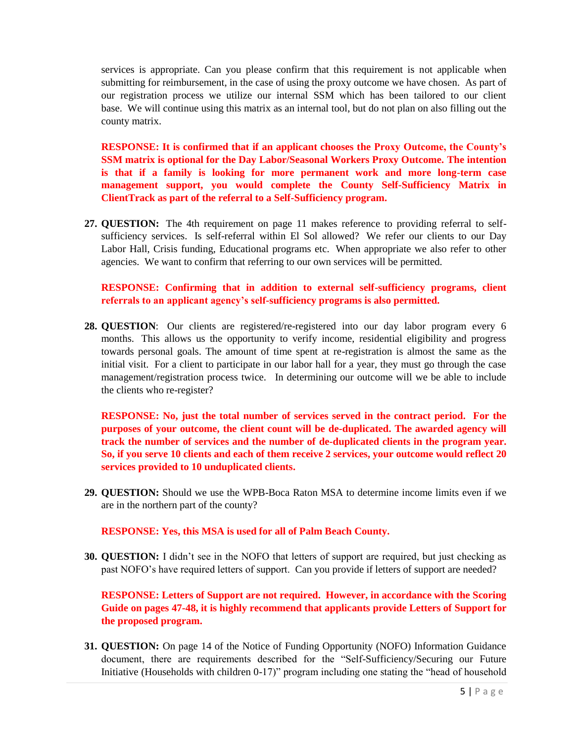services is appropriate. Can you please confirm that this requirement is not applicable when submitting for reimbursement, in the case of using the proxy outcome we have chosen. As part of our registration process we utilize our internal SSM which has been tailored to our client base. We will continue using this matrix as an internal tool, but do not plan on also filling out the county matrix.

**RESPONSE: It is confirmed that if an applicant chooses the Proxy Outcome, the County's SSM matrix is optional for the Day Labor/Seasonal Workers Proxy Outcome. The intention is that if a family is looking for more permanent work and more long-term case management support, you would complete the County Self-Sufficiency Matrix in ClientTrack as part of the referral to a Self-Sufficiency program.**

27. **QUESTION:** The 4th requirement on page 11 makes reference to providing referral to self-sufficiency services. Is self-referral within El Sol allowed? We refer our clients to our Day Labor Hall, Crisis funding, Educational programs etc. When appropriate we also refer to other agencies. We want to confirm that referring to our own services will be permitted.

    **RESPONSE: Confirming that in addition to external self-sufficiency programs, client referrals to an applicant agency's self-sufficiency programs is also permitted.**

28. **QUESTION**: Our clients are registered/re-registered into our day labor program every 6 months. This allows us the opportunity to verify income, residential eligibility and progress towards personal goals. The amount of time spent at re-registration is almost the same as the initial visit. For a client to participate in our labor hall for a year, they must go through the case management/registration process twice. In determining our outcome will we be able to include the clients who re-register?

    **RESPONSE: No, just the total number of services served in the contract period. For the purposes of your outcome, the client count will be de-duplicated. The awarded agency will track the number of services and the number of de-duplicated clients in the program year. So, if you serve 10 clients and each of them receive 2 services, your outcome would reflect 20 services provided to 10 unduplicated clients.**

29. **QUESTION:** Should we use the WPB-Boca Raton MSA to determine income limits even if we are in the northern part of the county?

    **RESPONSE: Yes, this MSA is used for all of Palm Beach County.**

30. **QUESTION:** I didn't see in the NOFO that letters of support are required, but just checking as past NOFO's have required letters of support. Can you provide if letters of support are needed?

    **RESPONSE: Letters of Support are not required. However, in accordance with the Scoring Guide on pages 47-48, it is highly recommend that applicants provide Letters of Support for the proposed program.**

31. **QUESTION:** On page 14 of the Notice of Funding Opportunity (NOFO) Information Guidance document, there are requirements described for the "Self-Sufficiency/Securing our Future Initiative (Households with children 0-17)" program including one stating the "head of household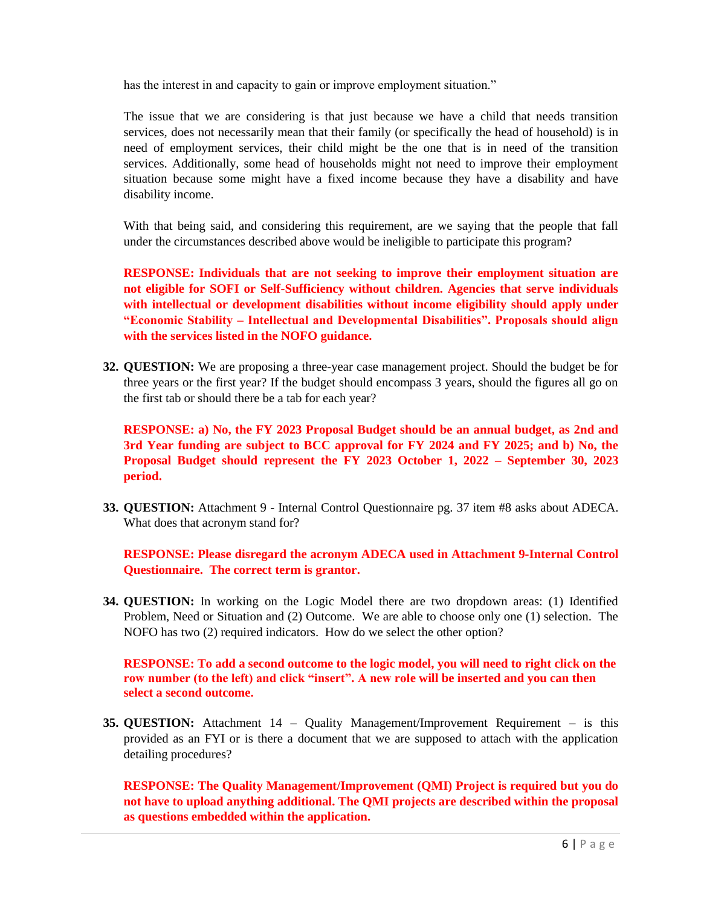has the interest in and capacity to gain or improve employment situation."

The issue that we are considering is that just because we have a child that needs transition services, does not necessarily mean that their family (or specifically the head of household) is in need of employment services, their child might be the one that is in need of the transition services. Additionally, some head of households might not need to improve their employment situation because some might have a fixed income because they have a disability and have disability income.

With that being said, and considering this requirement, are we saying that the people that fall under the circumstances described above would be ineligible to participate this program?

**RESPONSE: Individuals that are not seeking to improve their employment situation are not eligible for SOFI or Self-Sufficiency without children. Agencies that serve individuals with intellectual or development disabilities without income eligibility should apply under "Economic Stability – Intellectual and Developmental Disabilities". Proposals should align with the services listed in the NOFO guidance.**

32. **QUESTION:** We are proposing a three-year case management project. Should the budget be for three years or the first year? If the budget should encompass 3 years, should the figures all go on the first tab or should there be a tab for each year?

    **RESPONSE: a) No, the FY 2023 Proposal Budget should be an annual budget, as 2nd and 3rd Year funding are subject to BCC approval for FY 2024 and FY 2025; and b) No, the Proposal Budget should represent the FY 2023 October 1, 2022 – September 30, 2023 period.**

33. **QUESTION:** Attachment 9 - Internal Control Questionnaire pg. 37 item #8 asks about ADECA. What does that acronym stand for?

    **RESPONSE: Please disregard the acronym ADECA used in Attachment 9-Internal Control Questionnaire. The correct term is grantor.**

34. **QUESTION:** In working on the Logic Model there are two dropdown areas: (1) Identified Problem, Need or Situation and (2) Outcome. We are able to choose only one (1) selection. The NOFO has two (2) required indicators. How do we select the other option?

    **RESPONSE: To add a second outcome to the logic model, you will need to right click on the row number (to the left) and click "insert". A new role will be inserted and you can then select a second outcome.**

35. **QUESTION:** Attachment 14 – Quality Management/Improvement Requirement – is this provided as an FYI or is there a document that we are supposed to attach with the application detailing procedures?

    **RESPONSE: The Quality Management/Improvement (QMI) Project is required but you do not have to upload anything additional. The QMI projects are described within the proposal as questions embedded within the application.**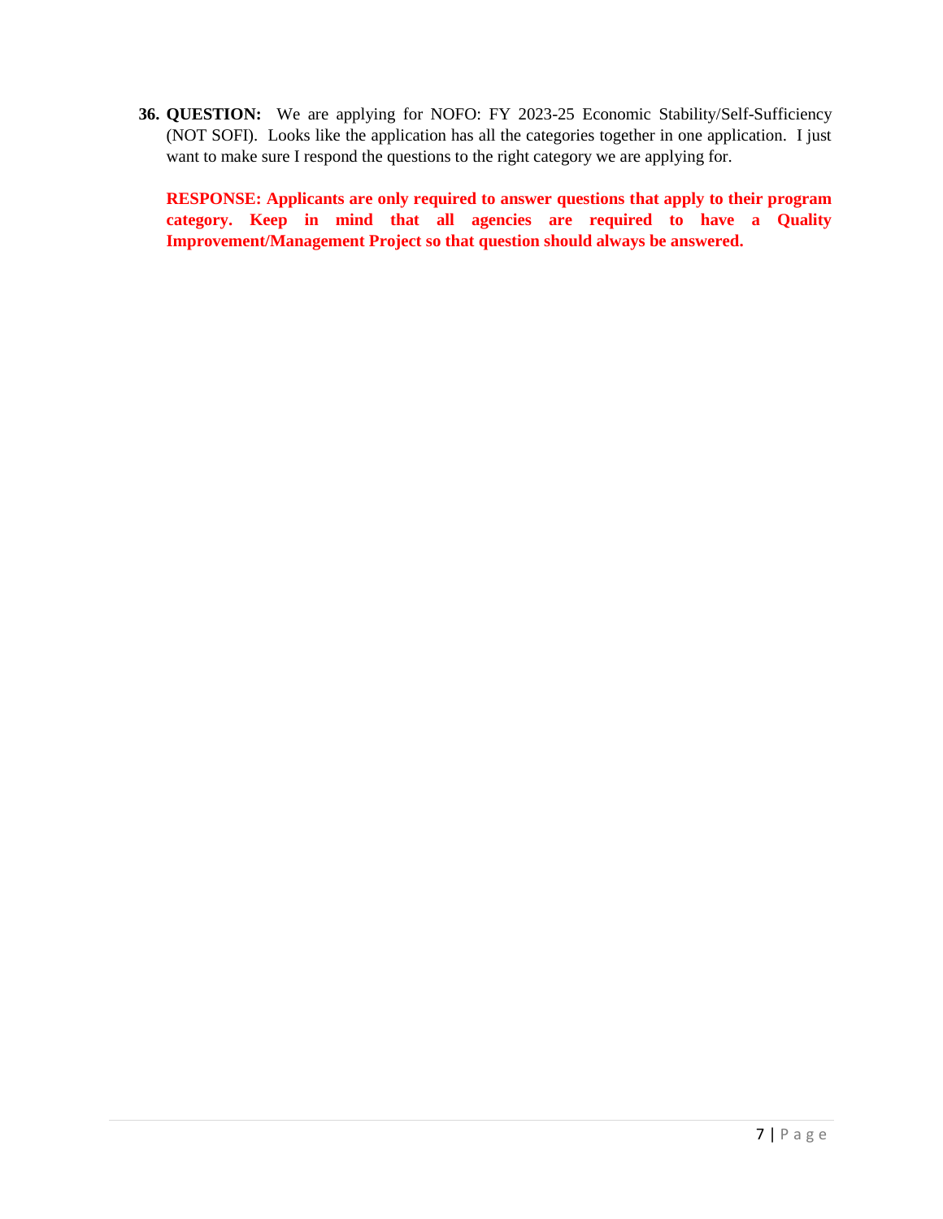36. **QUESTION:** We are applying for NOFO: FY 2023-25 Economic Stability/Self-Sufficiency (NOT SOFI). Looks like the application has all the categories together in one application. I just want to make sure I respond the questions to the right category we are applying for.

    **RESPONSE: Applicants are only required to answer questions that apply to their program category. Keep in mind that all agencies are required to have a Quality Improvement/Management Project so that question should always be answered.**